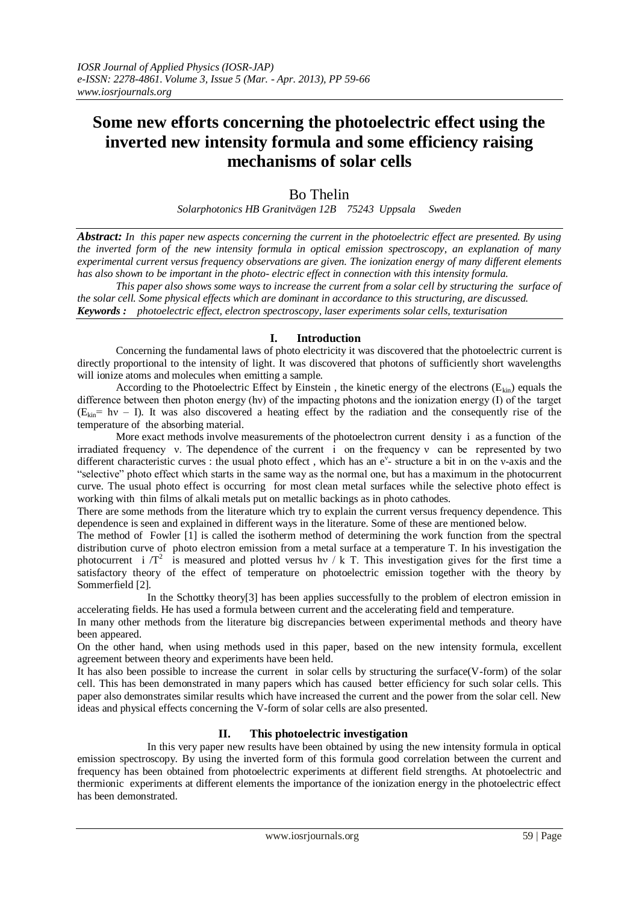*IOSR Journal of Applied Physics (IOSR-JAP)*
*e-ISSN: 2278-4861. Volume 3, Issue 5 (Mar. - Apr. 2013), PP 59-66*
*www.iosrjournals.org*

# Some new efforts concerning the photoelectric effect using the inverted new intensity formula and some efficiency raising mechanisms of solar cells

Bo Thelin

*Solarphotonics HB Granitvägen 12B 75243 Uppsala Sweden*

***Abstract:*** *In this paper new aspects concerning the current in the photoelectric effect are presented. By using the inverted form of the new intensity formula in optical emission spectroscopy, an explanation of many experimental current versus frequency observations are given. The ionization energy of many different elements has also shown to be important in the photo- electric effect in connection with this intensity formula.*

*This paper also shows some ways to increase the current from a solar cell by structuring the surface of the solar cell. Some physical effects which are dominant in accordance to this structuring, are discussed.*

***Keywords :*** *photoelectric effect, electron spectroscopy, laser experiments solar cells, texturisation*

## I. Introduction

Concerning the fundamental laws of photo electricity it was discovered that the photoelectric current is directly proportional to the intensity of light. It was discovered that photons of sufficiently short wavelengths will ionize atoms and molecules when emitting a sample.

According to the Photoelectric Effect by Einstein , the kinetic energy of the electrons ($E_{kin}$) equals the difference between then photon energy (hν) of the impacting photons and the ionization energy (I) of the target ($E_{kin}$= hν – I). It was also discovered a heating effect by the radiation and the consequently rise of the temperature of the absorbing material.

More exact methods involve measurements of the photoelectron current density i as a function of the irradiated frequency ν. The dependence of the current i on the frequency ν can be represented by two different characteristic curves : the usual photo effect , which has an $e^{\nu}$- structure a bit in on the ν-axis and the "selective" photo effect which starts in the same way as the normal one, but has a maximum in the photocurrent curve. The usual photo effect is occurring for most clean metal surfaces while the selective photo effect is working with thin films of alkali metals put on metallic backings as in photo cathodes.

There are some methods from the literature which try to explain the current versus frequency dependence. This dependence is seen and explained in different ways in the literature. Some of these are mentioned below.

The method of Fowler [1] is called the isotherm method of determining the work function from the spectral distribution curve of photo electron emission from a metal surface at a temperature T. In his investigation the photocurrent $i /T^2$ is measured and plotted versus hν / k T. This investigation gives for the first time a satisfactory theory of the effect of temperature on photoelectric emission together with the theory by Sommerfield [2].

In the Schottky theory[3] has been applies successfully to the problem of electron emission in accelerating fields. He has used a formula between current and the accelerating field and temperature.

In many other methods from the literature big discrepancies between experimental methods and theory have been appeared.

On the other hand, when using methods used in this paper, based on the new intensity formula, excellent agreement between theory and experiments have been held.

It has also been possible to increase the current in solar cells by structuring the surface(V-form) of the solar cell. This has been demonstrated in many papers which has caused better efficiency for such solar cells. This paper also demonstrates similar results which have increased the current and the power from the solar cell. New ideas and physical effects concerning the V-form of solar cells are also presented.

## II. This photoelectric investigation

In this very paper new results have been obtained by using the new intensity formula in optical emission spectroscopy. By using the inverted form of this formula good correlation between the current and frequency has been obtained from photoelectric experiments at different field strengths. At photoelectric and thermionic experiments at different elements the importance of the ionization energy in the photoelectric effect has been demonstrated.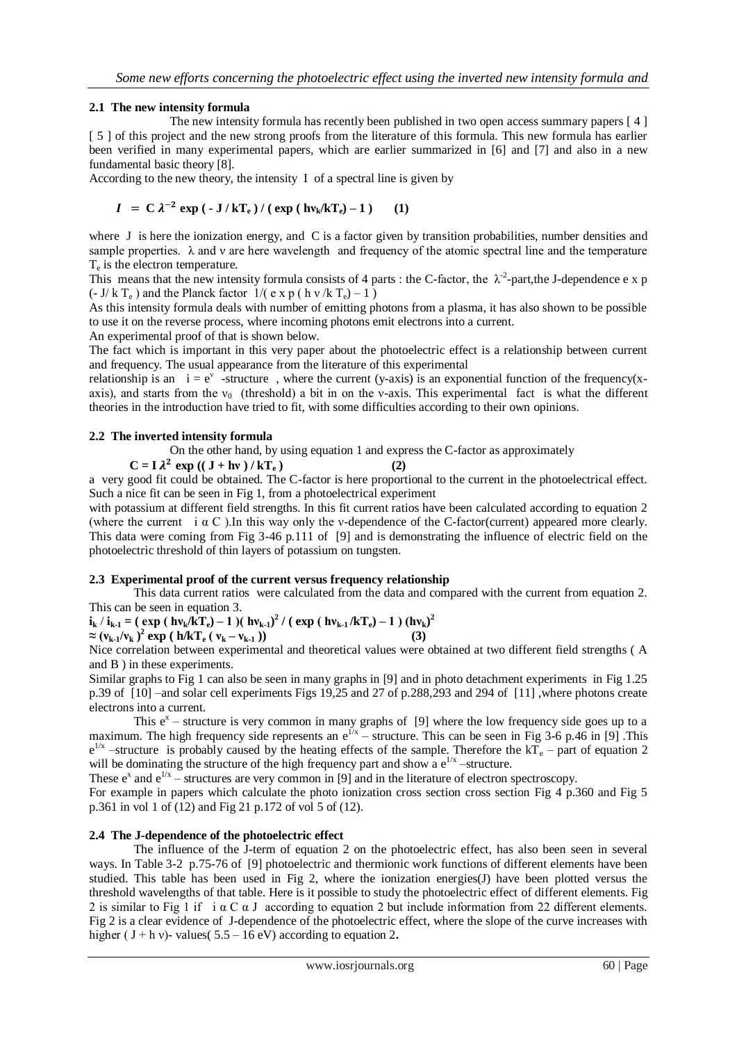### 2.1 The new intensity formula

The new intensity formula has recently been published in two open access summary papers [ 4 ] [ 5 ] of this project and the new strong proofs from the literature of this formula. This new formula has earlier been verified in many experimental papers, which are earlier summarized in [6] and [7] and also in a new fundamental basic theory [8].

According to the new theory, the intensity I of a spectral line is given by

$$I = C\,\lambda^{-2} \exp(-J/kT_e)\,/\,(\exp(h\nu_k/kT_e) - 1) \qquad (1)$$

where J is here the ionization energy, and C is a factor given by transition probabilities, number densities and sample properties. $\lambda$ and $\nu$ are here wavelength and frequency of the atomic spectral line and the temperature $T_e$ is the electron temperature.

This means that the new intensity formula consists of 4 parts : the C-factor, the $\lambda^{-2}$-part,the J-dependence $\exp(-J/kT_e)$ and the Planck factor $1/(\exp(h\nu/kT_e) - 1)$

As this intensity formula deals with number of emitting photons from a plasma, it has also shown to be possible to use it on the reverse process, where incoming photons emit electrons into a current.

An experimental proof of that is shown below.

The fact which is important in this very paper about the photoelectric effect is a relationship between current and frequency. The usual appearance from the literature of this experimental relationship is an $i = e^{\nu}$ -structure , where the current (y-axis) is an exponential function of the frequency(x-axis), and starts from the $\nu_0$ (threshold) a bit in on the $\nu$-axis. This experimental fact is what the different theories in the introduction have tried to fit, with some difficulties according to their own opinions.

### 2.2 The inverted intensity formula

On the other hand, by using equation 1 and express the C-factor as approximately

$$C = I\,\lambda^2 \exp((J + h\nu)/kT_e) \qquad (2)$$

a very good fit could be obtained. The C-factor is here proportional to the current in the photoelectrical effect. Such a nice fit can be seen in Fig 1, from a photoelectrical experiment with potassium at different field strengths. In this fit current ratios have been calculated according to equation 2 (where the current $i \propto C$ ).In this way only the $\nu$-dependence of the C-factor(current) appeared more clearly. This data were coming from Fig 3-46 p.111 of [9] and is demonstrating the influence of electric field on the photoelectric threshold of thin layers of potassium on tungsten.

### 2.3 Experimental proof of the current versus frequency relationship

This data current ratios were calculated from the data and compared with the current from equation 2. This can be seen in equation 3.

$$i_k / i_{k-1} = (\exp(h\nu_k/kT_e) - 1)(h\nu_{k-1})^2 / (\exp(h\nu_{k-1}/kT_e) - 1)(h\nu_k)^2$$
$$\approx (\nu_{k-1}/\nu_k)^2 \exp(h/kT_e(\nu_k - \nu_{k-1})) \qquad (3)$$

Nice correlation between experimental and theoretical values were obtained at two different field strengths ( A and B ) in these experiments.

Similar graphs to Fig 1 can also be seen in many graphs in [9] and in photo detachment experiments in Fig 1.25 p.39 of [10] –and solar cell experiments Figs 19,25 and 27 of p.288,293 and 294 of [11] ,where photons create electrons into a current.

This $e^x$ – structure is very common in many graphs of [9] where the low frequency side goes up to a maximum. The high frequency side represents an $e^{1/x}$ – structure. This can be seen in Fig 3-6 p.46 in [9] .This $e^{1/x}$ –structure is probably caused by the heating effects of the sample. Therefore the $kT_e$ – part of equation 2 will be dominating the structure of the high frequency part and show a $e^{1/x}$ –structure.

These $e^x$ and $e^{1/x}$ – structures are very common in [9] and in the literature of electron spectroscopy.

For example in papers which calculate the photo ionization cross section cross section Fig 4 p.360 and Fig 5 p.361 in vol 1 of (12) and Fig 21 p.172 of vol 5 of (12).

### 2.4 The J-dependence of the photoelectric effect

The influence of the J-term of equation 2 on the photoelectric effect, has also been seen in several ways. In Table 3-2 p.75-76 of [9] photoelectric and thermionic work functions of different elements have been studied. This table has been used in Fig 2, where the ionization energies(J) have been plotted versus the threshold wavelengths of that table. Here is it possible to study the photoelectric effect of different elements. Fig 2 is similar to Fig 1 if $i \propto C \propto J$ according to equation 2 but include information from 22 different elements. Fig 2 is a clear evidence of J-dependence of the photoelectric effect, where the slope of the curve increases with higher ( $J + h\nu$)- values( 5.5 – 16 eV) according to equation 2**.**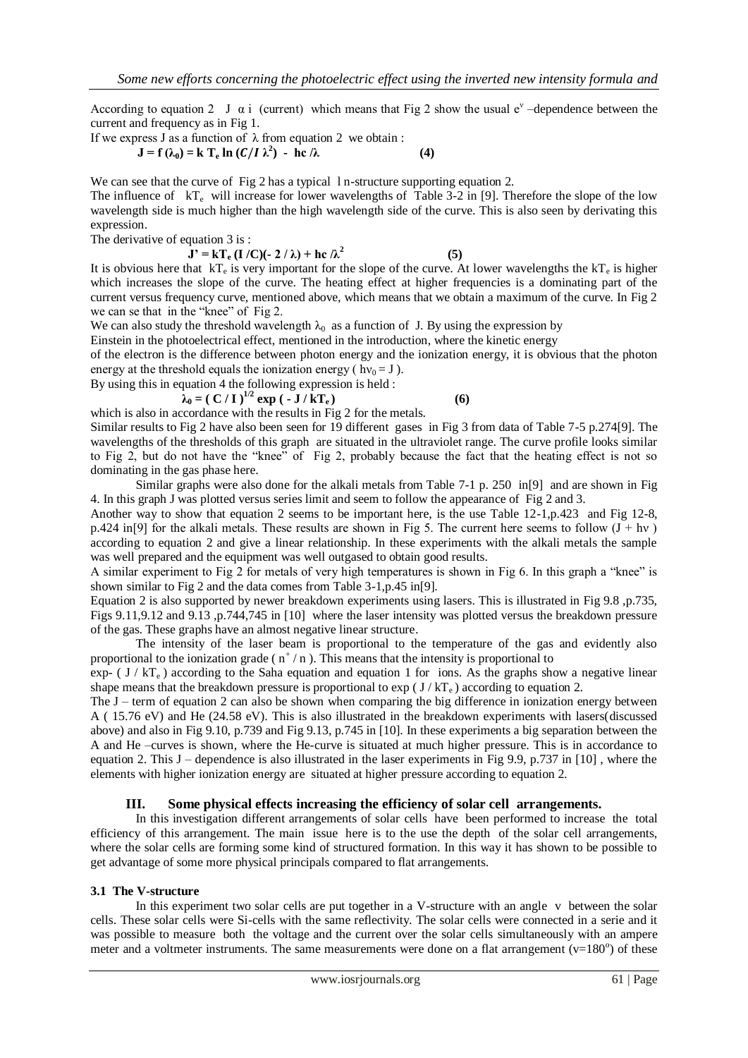According to equation 2 J α i (current) which means that Fig 2 show the usual $e^{\nu}$ –dependence between the current and frequency as in Fig 1.

If we express J as a function of λ from equation 2 we obtain :

$$\mathbf{J = f(\lambda_0) = k\,T_e \ln(C/I\,\lambda^2) - hc/\lambda} \qquad \textbf{(4)}$$

We can see that the curve of Fig 2 has a typical l n-structure supporting equation 2.

The influence of $kT_e$ will increase for lower wavelengths of Table 3-2 in [9]. Therefore the slope of the low wavelength side is much higher than the high wavelength side of the curve. This is also seen by derivating this expression.

The derivative of equation 3 is :

$$\mathbf{J' = kT_e\,(I/C)(-2/\lambda) + hc/\lambda^2} \qquad \textbf{(5)}$$

It is obvious here that $kT_e$ is very important for the slope of the curve. At lower wavelengths the $kT_e$ is higher which increases the slope of the curve. The heating effect at higher frequencies is a dominating part of the current versus frequency curve, mentioned above, which means that we obtain a maximum of the curve. In Fig 2 we can se that in the "knee" of Fig 2.

We can also study the threshold wavelength $\lambda_0$ as a function of J. By using the expression by Einstein in the photoelectrical effect, mentioned in the introduction, where the kinetic energy of the electron is the difference between photon energy and the ionization energy, it is obvious that the photon energy at the threshold equals the ionization energy ( $h\nu_0 = J$ ).

By using this in equation 4 the following expression is held :

$$\mathbf{\lambda_0 = (C/I)^{1/2} \exp(-J/kT_e)} \qquad \textbf{(6)}$$

which is also in accordance with the results in Fig 2 for the metals.

Similar results to Fig 2 have also been seen for 19 different gases in Fig 3 from data of Table 7-5 p.274[9]. The wavelengths of the thresholds of this graph are situated in the ultraviolet range. The curve profile looks similar to Fig 2, but do not have the "knee" of Fig 2, probably because the fact that the heating effect is not so dominating in the gas phase here.

Similar graphs were also done for the alkali metals from Table 7-1 p. 250 in[9] and are shown in Fig 4. In this graph J was plotted versus series limit and seem to follow the appearance of Fig 2 and 3.

Another way to show that equation 2 seems to be important here, is the use Table 12-1,p.423 and Fig 12-8, p.424 in[9] for the alkali metals. These results are shown in Fig 5. The current here seems to follow ($J + h\nu$) according to equation 2 and give a linear relationship. In these experiments with the alkali metals the sample was well prepared and the equipment was well outgased to obtain good results.

A similar experiment to Fig 2 for metals of very high temperatures is shown in Fig 6. In this graph a "knee" is shown similar to Fig 2 and the data comes from Table 3-1,p.45 in[9].

Equation 2 is also supported by newer breakdown experiments using lasers. This is illustrated in Fig 9.8 ,p.735, Figs 9.11,9.12 and 9.13 ,p.744,745 in [10] where the laser intensity was plotted versus the breakdown pressure of the gas. These graphs have an almost negative linear structure.

The intensity of the laser beam is proportional to the temperature of the gas and evidently also proportional to the ionization grade ( $n^+/n$ ). This means that the intensity is proportional to exp- ( $J/kT_e$ ) according to the Saha equation and equation 1 for ions. As the graphs show a negative linear shape means that the breakdown pressure is proportional to exp ( $J/kT_e$ ) according to equation 2.

The J – term of equation 2 can also be shown when comparing the big difference in ionization energy between A ( 15.76 eV) and He (24.58 eV). This is also illustrated in the breakdown experiments with lasers(discussed above) and also in Fig 9.10, p.739 and Fig 9.13, p.745 in [10]. In these experiments a big separation between the A and He –curves is shown, where the He-curve is situated at much higher pressure. This is in accordance to equation 2. This J – dependence is also illustrated in the laser experiments in Fig 9.9, p.737 in [10] , where the elements with higher ionization energy are situated at higher pressure according to equation 2.

## III. Some physical effects increasing the efficiency of solar cell arrangements.

In this investigation different arrangements of solar cells have been performed to increase the total efficiency of this arrangement. The main issue here is to the use the depth of the solar cell arrangements, where the solar cells are forming some kind of structured formation. In this way it has shown to be possible to get advantage of some more physical principals compared to flat arrangements.

### 3.1 The V-structure

In this experiment two solar cells are put together in a V-structure with an angle v between the solar cells. These solar cells were Si-cells with the same reflectivity. The solar cells were connected in a serie and it was possible to measure both the voltage and the current over the solar cells simultaneously with an ampere meter and a voltmeter instruments. The same measurements were done on a flat arrangement ($v=180^o$) of these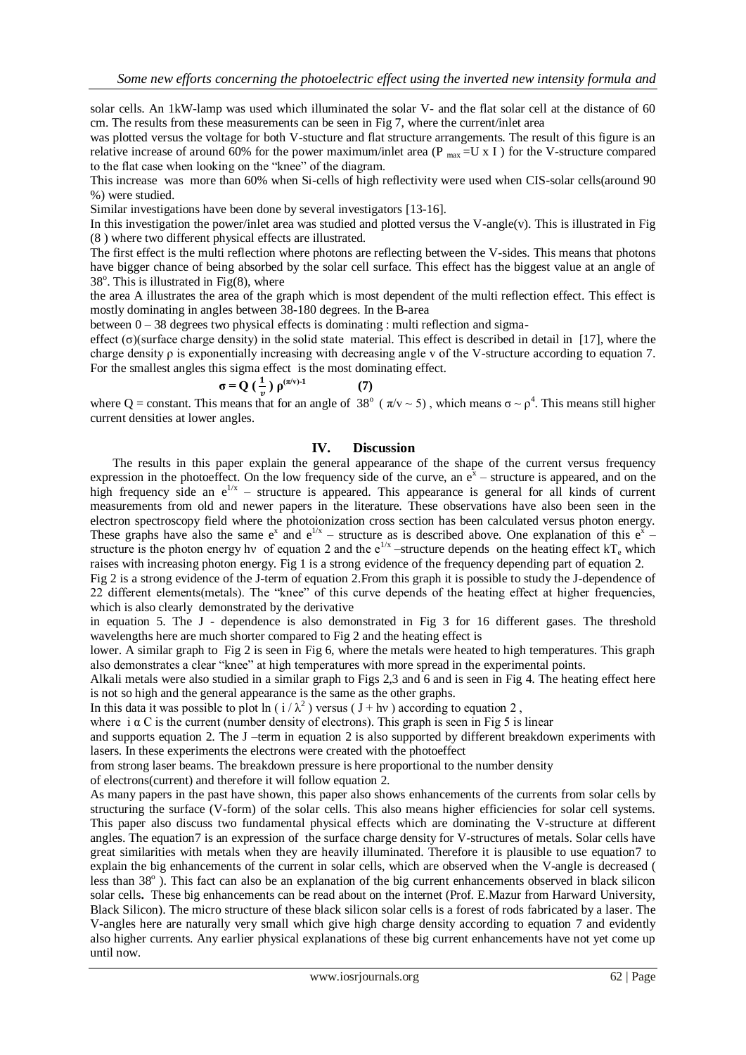solar cells. An 1kW-lamp was used which illuminated the solar V- and the flat solar cell at the distance of 60 cm. The results from these measurements can be seen in Fig 7, where the current/inlet area

was plotted versus the voltage for both V-stucture and flat structure arrangements. The result of this figure is an relative increase of around 60% for the power maximum/inlet area ($P_{max}$ =U x I ) for the V-structure compared to the flat case when looking on the "knee" of the diagram.

This increase was more than 60% when Si-cells of high reflectivity were used when CIS-solar cells(around 90 %) were studied.

Similar investigations have been done by several investigators [13-16].

In this investigation the power/inlet area was studied and plotted versus the V-angle(v). This is illustrated in Fig (8 ) where two different physical effects are illustrated.

The first effect is the multi reflection where photons are reflecting between the V-sides. This means that photons have bigger chance of being absorbed by the solar cell surface. This effect has the biggest value at an angle of $38^{o}$. This is illustrated in Fig(8), where

the area A illustrates the area of the graph which is most dependent of the multi reflection effect. This effect is mostly dominating in angles between 38-180 degrees. In the B-area

between 0 – 38 degrees two physical effects is dominating : multi reflection and sigma-

effect (σ)(surface charge density) in the solid state material. This effect is described in detail in [17], where the charge density ρ is exponentially increasing with decreasing angle v of the V-structure according to equation 7. For the smallest angles this sigma effect is the most dominating effect.

$$\sigma = Q \left(\frac{1}{v}\right) \rho^{(\pi/v)-1} \qquad (7)$$

where Q = constant. This means that for an angle of $38^{o}$ ( $\pi/v \sim 5$) , which means $\sigma \sim \rho^{4}$. This means still higher current densities at lower angles.

## IV. Discussion

The results in this paper explain the general appearance of the shape of the current versus frequency expression in the photoeffect. On the low frequency side of the curve, an $e^{x}$ – structure is appeared, and on the high frequency side an $e^{1/x}$ – structure is appeared. This appearance is general for all kinds of current measurements from old and newer papers in the literature. These observations have also been seen in the electron spectroscopy field where the photoionization cross section has been calculated versus photon energy. These graphs have also the same $e^{x}$ and $e^{1/x}$ – structure as is described above. One explanation of this $e^{x}$ – structure is the photon energy hν of equation 2 and the $e^{1/x}$ –structure depends on the heating effect $kT_e$ which raises with increasing photon energy. Fig 1 is a strong evidence of the frequency depending part of equation 2.

Fig 2 is a strong evidence of the J-term of equation 2.From this graph it is possible to study the J-dependence of 22 different elements(metals). The "knee" of this curve depends of the heating effect at higher frequencies, which is also clearly demonstrated by the derivative

in equation 5. The J - dependence is also demonstrated in Fig 3 for 16 different gases. The threshold wavelengths here are much shorter compared to Fig 2 and the heating effect is

lower. A similar graph to Fig 2 is seen in Fig 6, where the metals were heated to high temperatures. This graph also demonstrates a clear "knee" at high temperatures with more spread in the experimental points.

Alkali metals were also studied in a similar graph to Figs 2,3 and 6 and is seen in Fig 4. The heating effect here is not so high and the general appearance is the same as the other graphs.

In this data it was possible to plot $\ln ( i / \lambda^{2} )$ versus ( J + hν ) according to equation 2 ,

where $i \alpha C$ is the current (number density of electrons). This graph is seen in Fig 5 is linear

and supports equation 2. The J –term in equation 2 is also supported by different breakdown experiments with lasers. In these experiments the electrons were created with the photoeffect

from strong laser beams. The breakdown pressure is here proportional to the number density

of electrons(current) and therefore it will follow equation 2.

As many papers in the past have shown, this paper also shows enhancements of the currents from solar cells by structuring the surface (V-form) of the solar cells. This also means higher efficiencies for solar cell systems. This paper also discuss two fundamental physical effects which are dominating the V-structure at different angles. The equation7 is an expression of the surface charge density for V-structures of metals. Solar cells have great similarities with metals when they are heavily illuminated. Therefore it is plausible to use equation7 to explain the big enhancements of the current in solar cells, which are observed when the V-angle is decreased ( less than $38^{o}$ ). This fact can also be an explanation of the big current enhancements observed in black silicon solar cells**.** These big enhancements can be read about on the internet (Prof. E.Mazur from Harward University, Black Silicon). The micro structure of these black silicon solar cells is a forest of rods fabricated by a laser. The V-angles here are naturally very small which give high charge density according to equation 7 and evidently also higher currents. Any earlier physical explanations of these big current enhancements have not yet come up until now.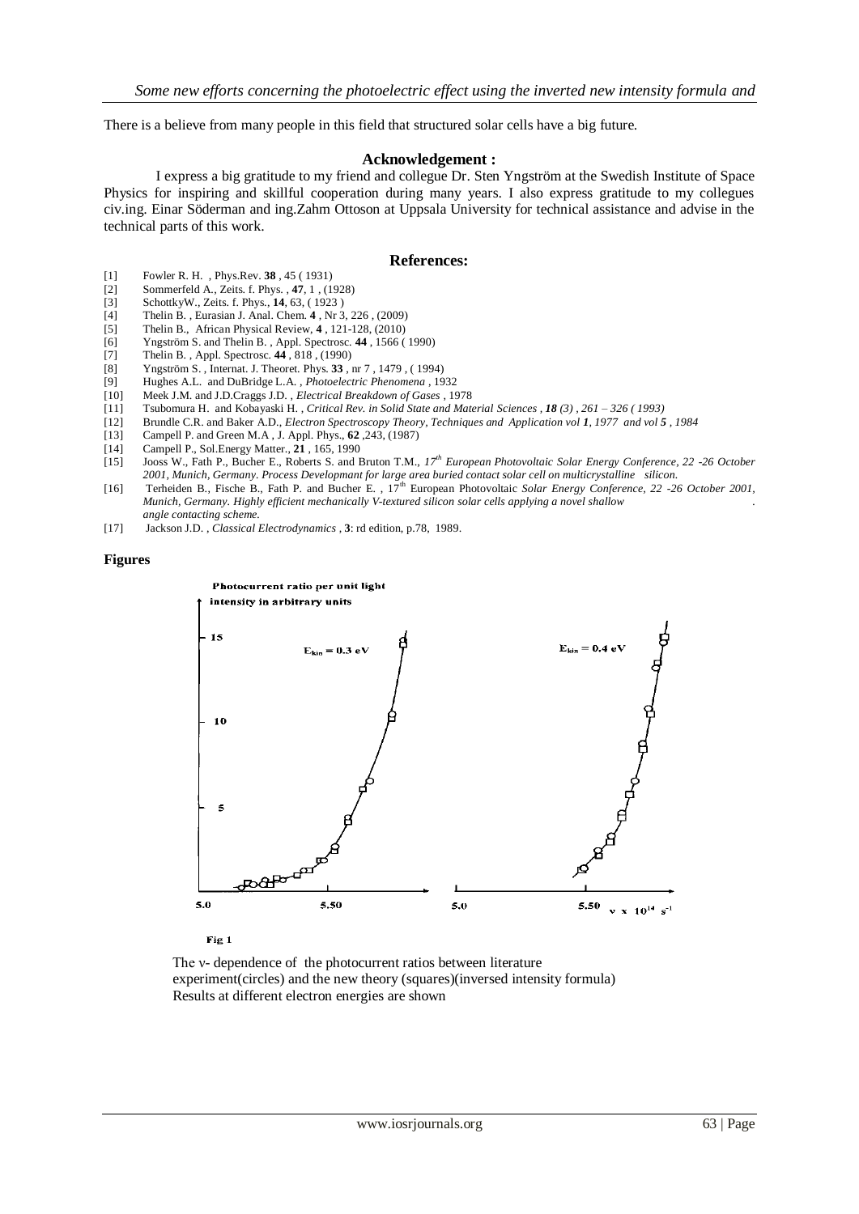There is a believe from many people in this field that structured solar cells have a big future.

### Acknowledgement :

I express a big gratitude to my friend and collegue Dr. Sten Yngström at the Swedish Institute of Space Physics for inspiring and skillful cooperation during many years. I also express gratitude to my collegues civ.ing. Einar Söderman and ing.Zahm Ottoson at Uppsala University for technical assistance and advise in the technical parts of this work.

### References:

[1] Fowler R. H. , Phys.Rev. **38** , 45 ( 1931)
[2] Sommerfeld A., Zeits. f. Phys. , **47**, 1 , (1928)
[3] SchottkyW., Zeits. f. Phys., **14**, 63, ( 1923 )
[4] Thelin B. , Eurasian J. Anal. Chem. **4** , Nr 3, 226 , (2009)
[5] Thelin B., African Physical Review, **4** , 121-128, (2010)
[6] Yngström S. and Thelin B. , Appl. Spectrosc. **44** , 1566 ( 1990)
[7] Thelin B. , Appl. Spectrosc. **44** , 818 , (1990)
[8] Yngström S. , Internat. J. Theoret. Phys. **33** , nr 7 , 1479 , ( 1994)
[9] Hughes A.L. and DuBridge L.A. , *Photoelectric Phenomena* , 1932
[10] Meek J.M. and J.D.Craggs J.D. , *Electrical Breakdown of Gases* , 1978
[11] Tsubomura H. and Kobayaski H. , *Critical Rev. in Solid State and Material Sciences , **18** (3) , 261 – 326 ( 1993)*
[12] Brundle C.R. and Baker A.D., *Electron Spectroscopy Theory, Techniques and Application vol **1**, 1977 and vol **5** , 1984*
[13] Campell P. and Green M.A , J. Appl. Phys., **62** ,243, (1987)
[14] Campell P., Sol.Energy Matter., **21** , 165, 1990
[15] Jooss W., Fath P., Bucher E., Roberts S. and Bruton T.M., *17th European Photovoltaic Solar Energy Conference, 22 -26 October 2001, Munich, Germany. Process Developmant for large area buried contact solar cell on multicrystalline silicon.*
[16] Terheiden B., Fische B., Fath P. and Bucher E. , 17th European Photovoltaic *Solar Energy Conference, 22 -26 October 2001, Munich, Germany. Highly efficient mechanically V-textured silicon solar cells applying a novel shallow angle contacting scheme.*
[17] Jackson J.D. , *Classical Electrodynamics* , **3**: rd edition, p.78, 1989.

#### Figures

Fig 1

The ν- dependence of the photocurrent ratios between literature experiment(circles) and the new theory (squares)(inversed intensity formula) Results at different electron energies are shown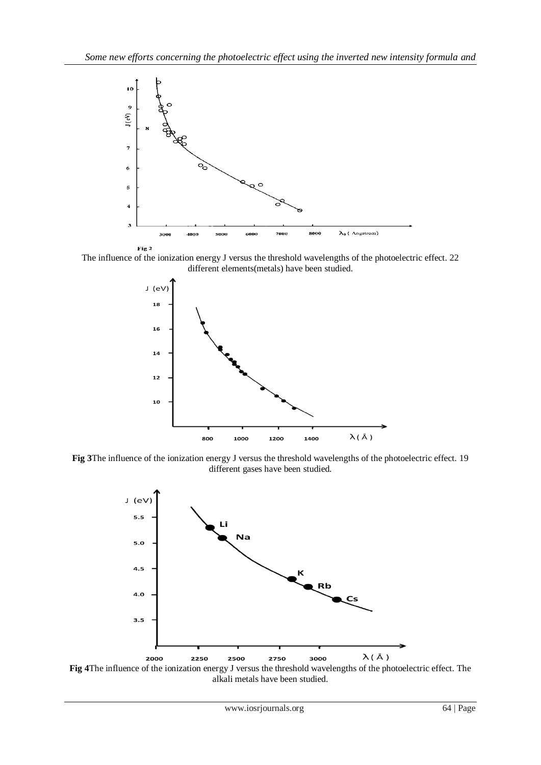Fig 2

The influence of the ionization energy J versus the threshold wavelengths of the photoelectric effect. 22 different elements(metals) have been studied.

**Fig 3**The influence of the ionization energy J versus the threshold wavelengths of the photoelectric effect. 19 different gases have been studied.

**Fig 4**The influence of the ionization energy J versus the threshold wavelengths of the photoelectric effect. The alkali metals have been studied.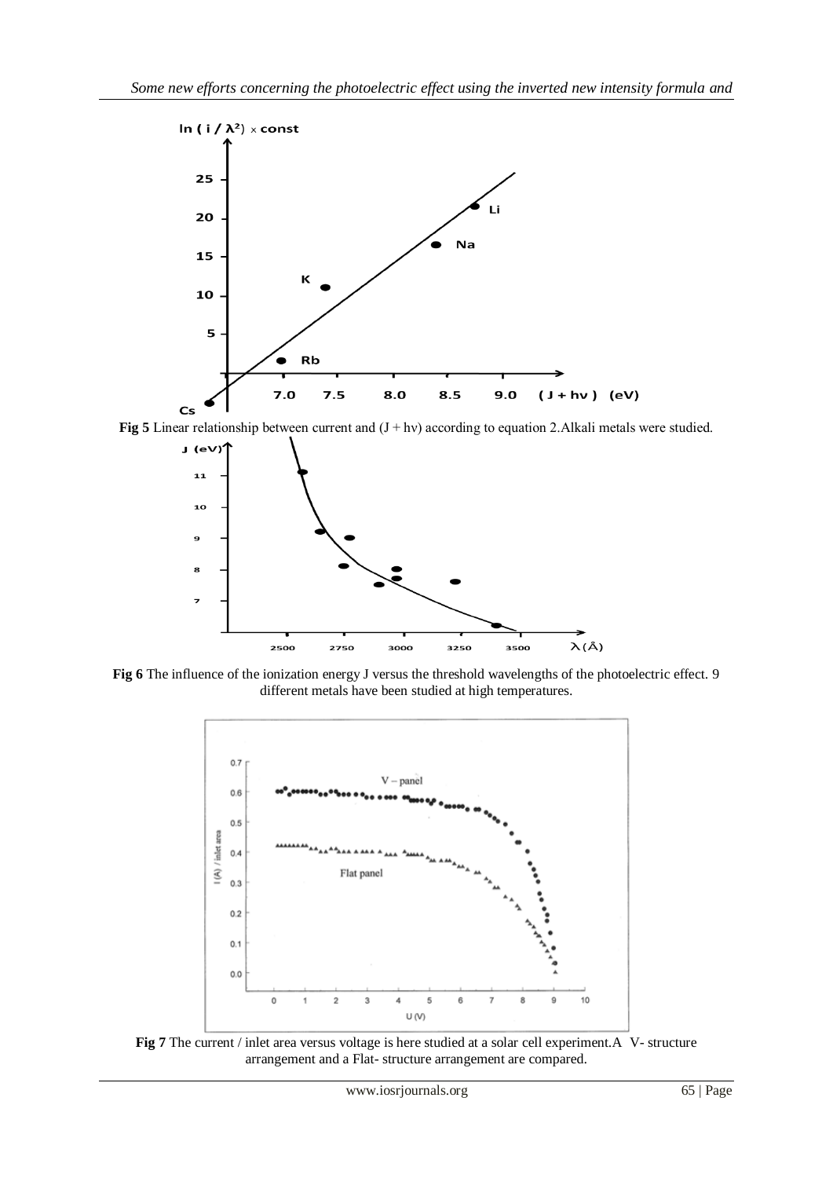**Fig 5** Linear relationship between current and (J + hν) according to equation 2.Alkali metals were studied.

**Fig 6** The influence of the ionization energy J versus the threshold wavelengths of the photoelectric effect. 9 different metals have been studied at high temperatures.

**Fig 7** The current / inlet area versus voltage is here studied at a solar cell experiment.A V- structure arrangement and a Flat- structure arrangement are compared.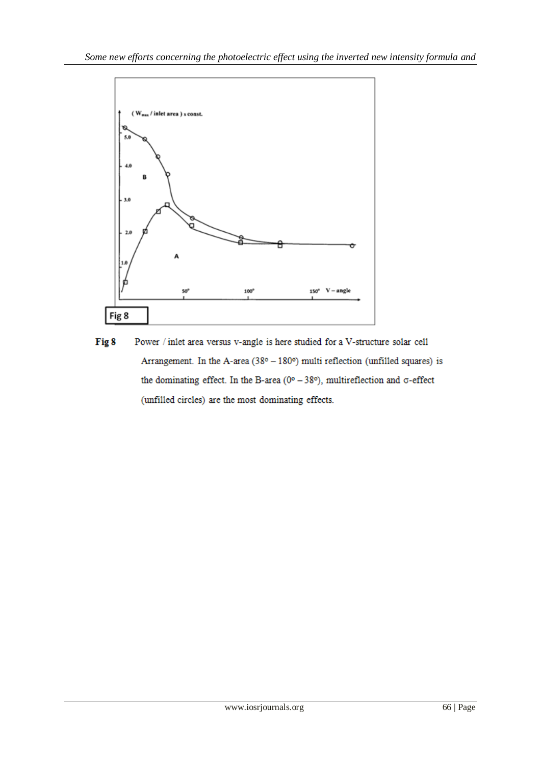( $W_{max}$ / inlet area ) x const.

5.0

4.0

B

3.0

2.0

A

1.0

50°

100°

150° V – angle

Fig 8

**Fig 8** Power / inlet area versus v-angle is here studied for a V-structure solar cell Arrangement. In the A-area (38° – 180°) multi reflection (unfilled squares) is the dominating effect. In the B-area (0° – 38°), multireflection and σ-effect (unfilled circles) are the most dominating effects.